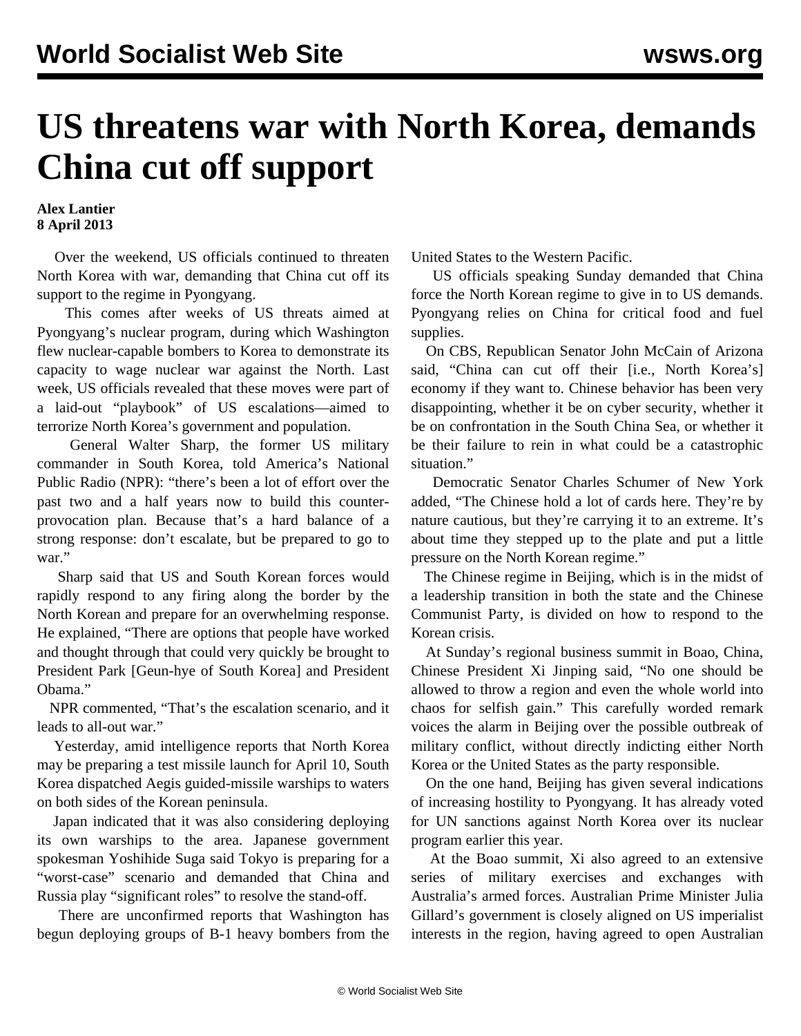# US threatens war with North Korea, demands China cut off support

**Alex Lantier**
**8 April 2013**

Over the weekend, US officials continued to threaten North Korea with war, demanding that China cut off its support to the regime in Pyongyang.

This comes after weeks of US threats aimed at Pyongyang's nuclear program, during which Washington flew nuclear-capable bombers to Korea to demonstrate its capacity to wage nuclear war against the North. Last week, US officials revealed that these moves were part of a laid-out "playbook" of US escalations—aimed to terrorize North Korea's government and population.

General Walter Sharp, the former US military commander in South Korea, told America's National Public Radio (NPR): "there's been a lot of effort over the past two and a half years now to build this counter-provocation plan. Because that's a hard balance of a strong response: don't escalate, but be prepared to go to war."

Sharp said that US and South Korean forces would rapidly respond to any firing along the border by the North Korean and prepare for an overwhelming response. He explained, "There are options that people have worked and thought through that could very quickly be brought to President Park [Geun-hye of South Korea] and President Obama."

NPR commented, "That's the escalation scenario, and it leads to all-out war."

Yesterday, amid intelligence reports that North Korea may be preparing a test missile launch for April 10, South Korea dispatched Aegis guided-missile warships to waters on both sides of the Korean peninsula.

Japan indicated that it was also considering deploying its own warships to the area. Japanese government spokesman Yoshihide Suga said Tokyo is preparing for a "worst-case" scenario and demanded that China and Russia play "significant roles" to resolve the stand-off.

There are unconfirmed reports that Washington has begun deploying groups of B-1 heavy bombers from the United States to the Western Pacific.

US officials speaking Sunday demanded that China force the North Korean regime to give in to US demands. Pyongyang relies on China for critical food and fuel supplies.

On CBS, Republican Senator John McCain of Arizona said, "China can cut off their [i.e., North Korea's] economy if they want to. Chinese behavior has been very disappointing, whether it be on cyber security, whether it be on confrontation in the South China Sea, or whether it be their failure to rein in what could be a catastrophic situation."

Democratic Senator Charles Schumer of New York added, "The Chinese hold a lot of cards here. They're by nature cautious, but they're carrying it to an extreme. It's about time they stepped up to the plate and put a little pressure on the North Korean regime."

The Chinese regime in Beijing, which is in the midst of a leadership transition in both the state and the Chinese Communist Party, is divided on how to respond to the Korean crisis.

At Sunday's regional business summit in Boao, China, Chinese President Xi Jinping said, "No one should be allowed to throw a region and even the whole world into chaos for selfish gain." This carefully worded remark voices the alarm in Beijing over the possible outbreak of military conflict, without directly indicting either North Korea or the United States as the party responsible.

On the one hand, Beijing has given several indications of increasing hostility to Pyongyang. It has already voted for UN sanctions against North Korea over its nuclear program earlier this year.

At the Boao summit, Xi also agreed to an extensive series of military exercises and exchanges with Australia's armed forces. Australian Prime Minister Julia Gillard's government is closely aligned on US imperialist interests in the region, having agreed to open Australian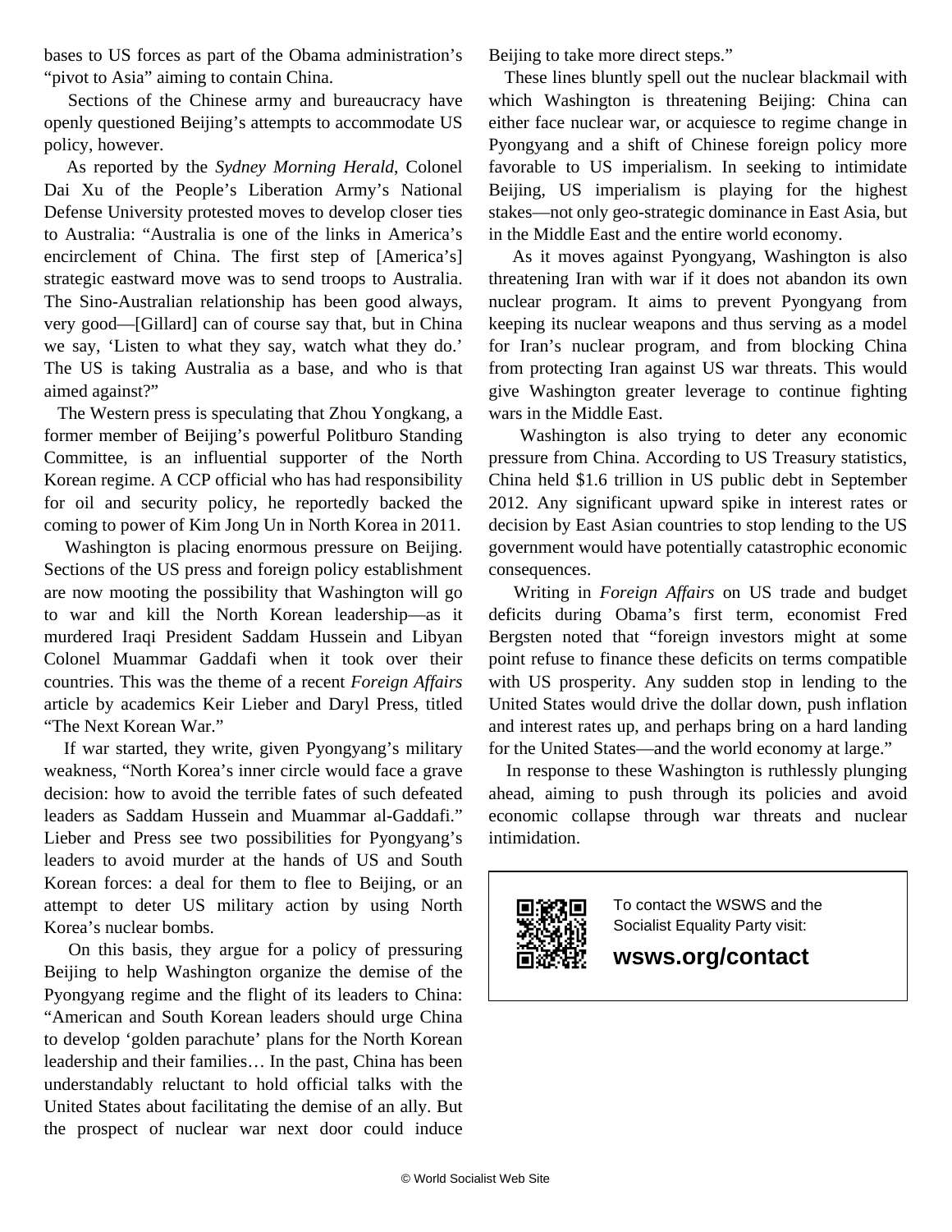bases to US forces as part of the Obama administration's "pivot to Asia" aiming to contain China.

Sections of the Chinese army and bureaucracy have openly questioned Beijing's attempts to accommodate US policy, however.

As reported by the *Sydney Morning Herald*, Colonel Dai Xu of the People's Liberation Army's National Defense University protested moves to develop closer ties to Australia: "Australia is one of the links in America's encirclement of China. The first step of [America's] strategic eastward move was to send troops to Australia. The Sino-Australian relationship has been good always, very good—[Gillard] can of course say that, but in China we say, 'Listen to what they say, watch what they do.' The US is taking Australia as a base, and who is that aimed against?"

The Western press is speculating that Zhou Yongkang, a former member of Beijing's powerful Politburo Standing Committee, is an influential supporter of the North Korean regime. A CCP official who has had responsibility for oil and security policy, he reportedly backed the coming to power of Kim Jong Un in North Korea in 2011.

Washington is placing enormous pressure on Beijing. Sections of the US press and foreign policy establishment are now mooting the possibility that Washington will go to war and kill the North Korean leadership—as it murdered Iraqi President Saddam Hussein and Libyan Colonel Muammar Gaddafi when it took over their countries. This was the theme of a recent *Foreign Affairs* article by academics Keir Lieber and Daryl Press, titled "The Next Korean War."

If war started, they write, given Pyongyang's military weakness, "North Korea's inner circle would face a grave decision: how to avoid the terrible fates of such defeated leaders as Saddam Hussein and Muammar al-Gaddafi." Lieber and Press see two possibilities for Pyongyang's leaders to avoid murder at the hands of US and South Korean forces: a deal for them to flee to Beijing, or an attempt to deter US military action by using North Korea's nuclear bombs.

On this basis, they argue for a policy of pressuring Beijing to help Washington organize the demise of the Pyongyang regime and the flight of its leaders to China: "American and South Korean leaders should urge China to develop 'golden parachute' plans for the North Korean leadership and their families… In the past, China has been understandably reluctant to hold official talks with the United States about facilitating the demise of an ally. But the prospect of nuclear war next door could induce Beijing to take more direct steps."

These lines bluntly spell out the nuclear blackmail with which Washington is threatening Beijing: China can either face nuclear war, or acquiesce to regime change in Pyongyang and a shift of Chinese foreign policy more favorable to US imperialism. In seeking to intimidate Beijing, US imperialism is playing for the highest stakes—not only geo-strategic dominance in East Asia, but in the Middle East and the entire world economy.

As it moves against Pyongyang, Washington is also threatening Iran with war if it does not abandon its own nuclear program. It aims to prevent Pyongyang from keeping its nuclear weapons and thus serving as a model for Iran's nuclear program, and from blocking China from protecting Iran against US war threats. This would give Washington greater leverage to continue fighting wars in the Middle East.

Washington is also trying to deter any economic pressure from China. According to US Treasury statistics, China held $1.6 trillion in US public debt in September 2012. Any significant upward spike in interest rates or decision by East Asian countries to stop lending to the US government would have potentially catastrophic economic consequences.

Writing in *Foreign Affairs* on US trade and budget deficits during Obama's first term, economist Fred Bergsten noted that "foreign investors might at some point refuse to finance these deficits on terms compatible with US prosperity. Any sudden stop in lending to the United States would drive the dollar down, push inflation and interest rates up, and perhaps bring on a hard landing for the United States—and the world economy at large."

In response to these Washington is ruthlessly plunging ahead, aiming to push through its policies and avoid economic collapse through war threats and nuclear intimidation.

To contact the WSWS and the Socialist Equality Party visit:

**wsws.org/contact**